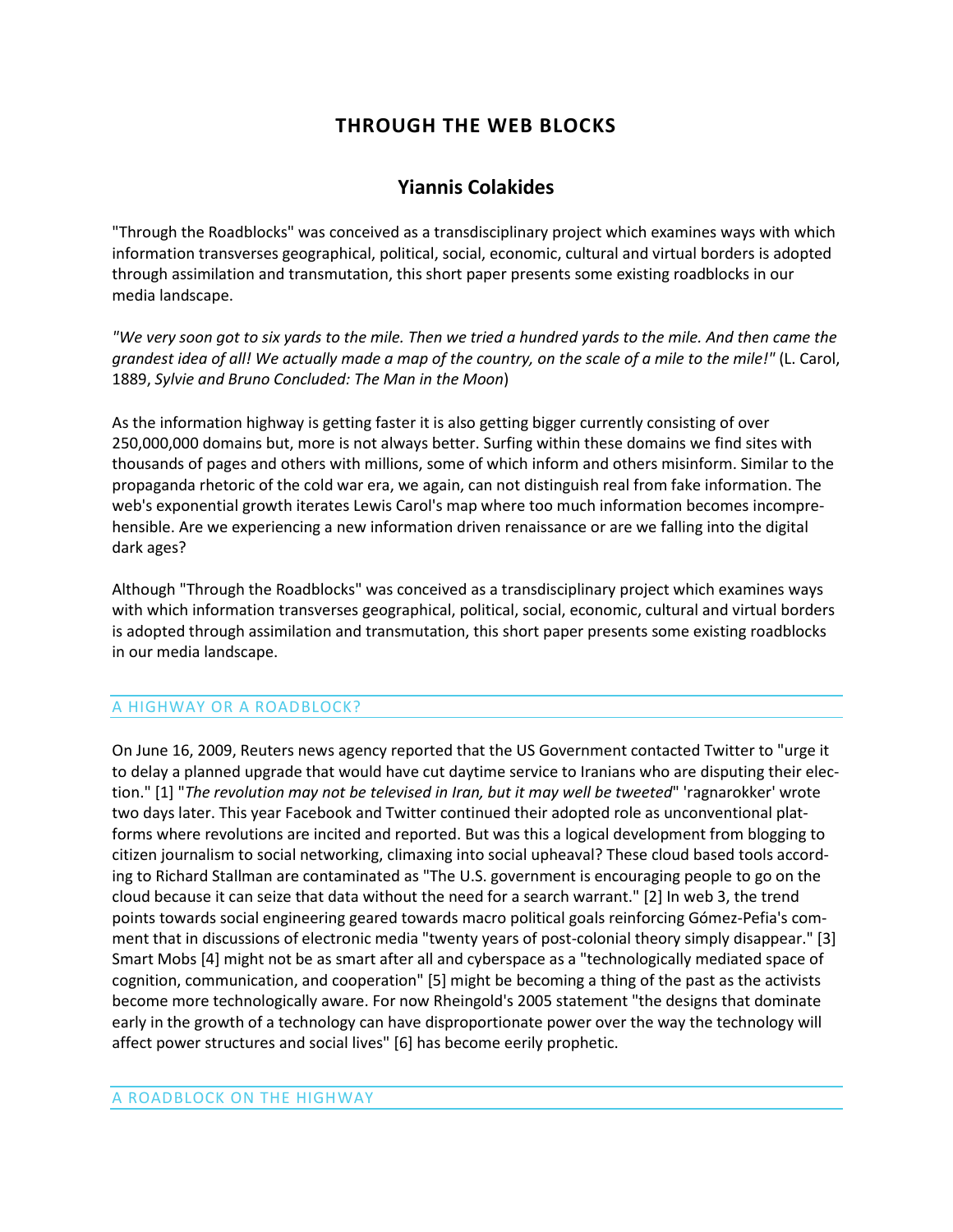# THROUGH THE WEB BLOCKS

## Yiannis Colakides

"Through the Roadblocks" was conceived as a transdisciplinary project which examines ways with which information transverses geographical, political, social, economic, cultural and virtual borders is adopted through assimilation and transmutation, this short paper presents some existing roadblocks in our media landscape.

*"We very soon got to six yards to the mile. Then we tried a hundred yards to the mile. And then came the grandest idea of all! We actually made a map of the country, on the scale of a mile to the mile!"* (L. Carol, 1889, *Sylvie and Bruno Concluded: The Man in the Moon*)

As the information highway is getting faster it is also getting bigger currently consisting of over 250,000,000 domains but, more is not always better. Surfing within these domains we find sites with thousands of pages and others with millions, some of which inform and others misinform. Similar to the propaganda rhetoric of the cold war era, we again, can not distinguish real from fake information. The web's exponential growth iterates Lewis Carol's map where too much information becomes incomprehensible. Are we experiencing a new information driven renaissance or are we falling into the digital dark ages?

Although "Through the Roadblocks" was conceived as a transdisciplinary project which examines ways with which information transverses geographical, political, social, economic, cultural and virtual borders is adopted through assimilation and transmutation, this short paper presents some existing roadblocks in our media landscape.

### A HIGHWAY OR A ROADBLOCK?

On June 16, 2009, Reuters news agency reported that the US Government contacted Twitter to "urge it to delay a planned upgrade that would have cut daytime service to Iranians who are disputing their election." [1] "*The revolution may not be televised in Iran, but it may well be tweeted*" 'ragnarokker' wrote two days later. This year Facebook and Twitter continued their adopted role as unconventional platforms where revolutions are incited and reported. But was this a logical development from blogging to citizen journalism to social networking, climaxing into social upheaval? These cloud based tools according to Richard Stallman are contaminated as "The U.S. government is encouraging people to go on the cloud because it can seize that data without the need for a search warrant." [2] In web 3, the trend points towards social engineering geared towards macro political goals reinforcing Gómez-Pefia's comment that in discussions of electronic media "twenty years of post-colonial theory simply disappear." [3] Smart Mobs [4] might not be as smart after all and cyberspace as a "technologically mediated space of cognition, communication, and cooperation" [5] might be becoming a thing of the past as the activists become more technologically aware. For now Rheingold's 2005 statement "the designs that dominate early in the growth of a technology can have disproportionate power over the way the technology will affect power structures and social lives" [6] has become eerily prophetic.

### A ROADBLOCK ON THE HIGHWAY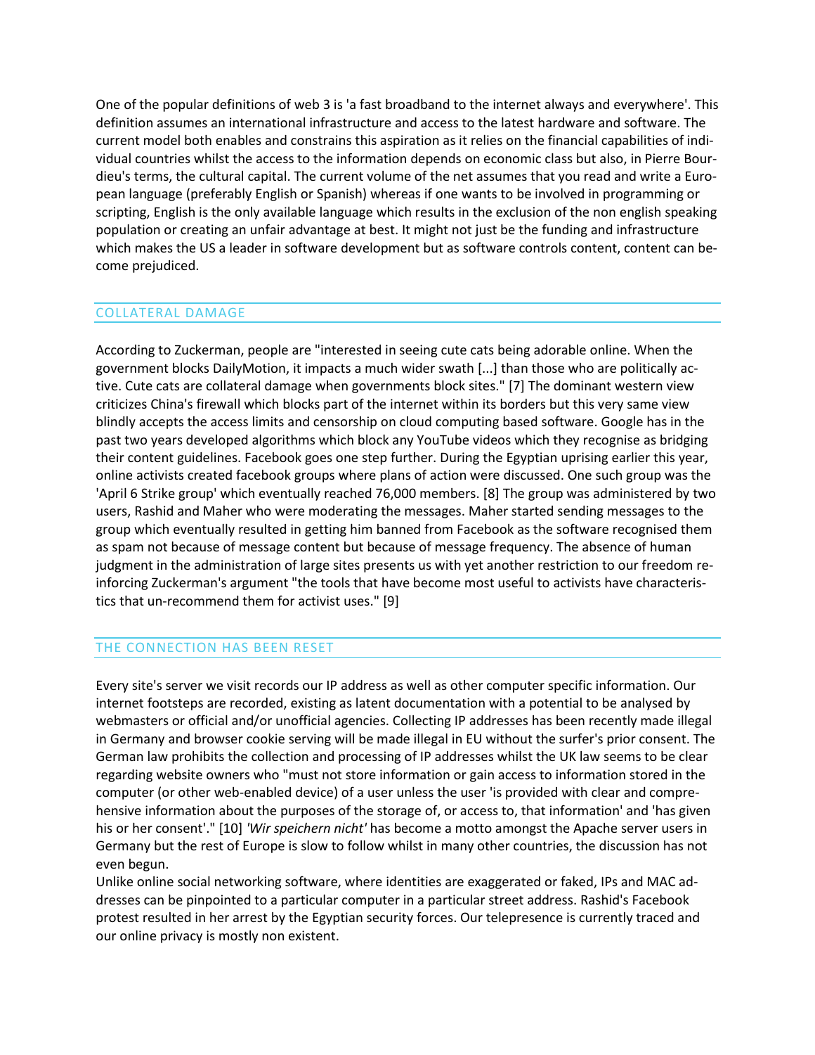One of the popular definitions of web 3 is 'a fast broadband to the internet always and everywhere'. This definition assumes an international infrastructure and access to the latest hardware and software. The current model both enables and constrains this aspiration as it relies on the financial capabilities of individual countries whilst the access to the information depends on economic class but also, in Pierre Bourdieu's terms, the cultural capital. The current volume of the net assumes that you read and write a European language (preferably English or Spanish) whereas if one wants to be involved in programming or scripting, English is the only available language which results in the exclusion of the non english speaking population or creating an unfair advantage at best. It might not just be the funding and infrastructure which makes the US a leader in software development but as software controls content, content can become prejudiced.

## COLLATERAL DAMAGE

According to Zuckerman, people are "interested in seeing cute cats being adorable online. When the government blocks DailyMotion, it impacts a much wider swath [...] than those who are politically active. Cute cats are collateral damage when governments block sites." [7] The dominant western view criticizes China's firewall which blocks part of the internet within its borders but this very same view blindly accepts the access limits and censorship on cloud computing based software. Google has in the past two years developed algorithms which block any YouTube videos which they recognise as bridging their content guidelines. Facebook goes one step further. During the Egyptian uprising earlier this year, online activists created facebook groups where plans of action were discussed. One such group was the 'April 6 Strike group' which eventually reached 76,000 members. [8] The group was administered by two users, Rashid and Maher who were moderating the messages. Maher started sending messages to the group which eventually resulted in getting him banned from Facebook as the software recognised them as spam not because of message content but because of message frequency. The absence of human judgment in the administration of large sites presents us with yet another restriction to our freedom reinforcing Zuckerman's argument "the tools that have become most useful to activists have characteristics that un-recommend them for activist uses." [9]

## THE CONNECTION HAS BEEN RESET

Every site's server we visit records our IP address as well as other computer specific information. Our internet footsteps are recorded, existing as latent documentation with a potential to be analysed by webmasters or official and/or unofficial agencies. Collecting IP addresses has been recently made illegal in Germany and browser cookie serving will be made illegal in EU without the surfer's prior consent. The German law prohibits the collection and processing of IP addresses whilst the UK law seems to be clear regarding website owners who "must not store information or gain access to information stored in the computer (or other web-enabled device) of a user unless the user 'is provided with clear and comprehensive information about the purposes of the storage of, or access to, that information' and 'has given his or her consent'." [10] *'Wir speichern nicht'* has become a motto amongst the Apache server users in Germany but the rest of Europe is slow to follow whilst in many other countries, the discussion has not even begun.

Unlike online social networking software, where identities are exaggerated or faked, IPs and MAC addresses can be pinpointed to a particular computer in a particular street address. Rashid's Facebook protest resulted in her arrest by the Egyptian security forces. Our telepresence is currently traced and our online privacy is mostly non existent.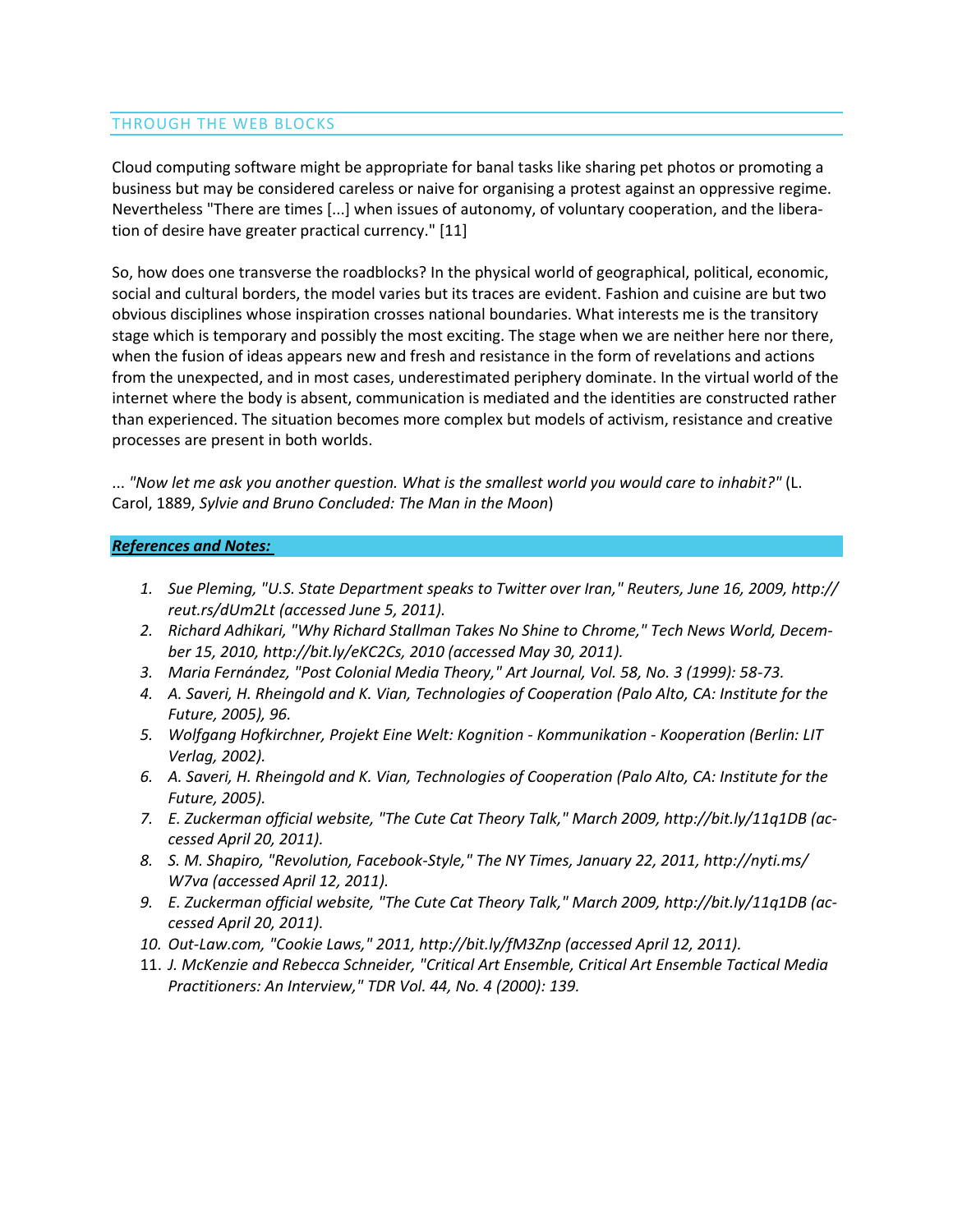## THROUGH THE WEB BLOCKS

Cloud computing software might be appropriate for banal tasks like sharing pet photos or promoting a business but may be considered careless or naive for organising a protest against an oppressive regime. Nevertheless "There are times [...] when issues of autonomy, of voluntary cooperation, and the liberation of desire have greater practical currency." [11]

So, how does one transverse the roadblocks? In the physical world of geographical, political, economic, social and cultural borders, the model varies but its traces are evident. Fashion and cuisine are but two obvious disciplines whose inspiration crosses national boundaries. What interests me is the transitory stage which is temporary and possibly the most exciting. The stage when we are neither here nor there, when the fusion of ideas appears new and fresh and resistance in the form of revelations and actions from the unexpected, and in most cases, underestimated periphery dominate. In the virtual world of the internet where the body is absent, communication is mediated and the identities are constructed rather than experienced. The situation becomes more complex but models of activism, resistance and creative processes are present in both worlds.

... *"Now let me ask you another question. What is the smallest world you would care to inhabit?"* (L. Carol, 1889, *Sylvie and Bruno Concluded: The Man in the Moon*)

***References and Notes:***

1. *Sue Pleming, "U.S. State Department speaks to Twitter over Iran," Reuters, June 16, 2009, http://reut.rs/dUm2Lt (accessed June 5, 2011).*
2. *Richard Adhikari, "Why Richard Stallman Takes No Shine to Chrome," Tech News World, December 15, 2010, http://bit.ly/eKC2Cs, 2010 (accessed May 30, 2011).*
3. *Maria Fernández, "Post Colonial Media Theory," Art Journal, Vol. 58, No. 3 (1999): 58-73.*
4. *A. Saveri, H. Rheingold and K. Vian, Technologies of Cooperation (Palo Alto, CA: Institute for the Future, 2005), 96.*
5. *Wolfgang Hofkirchner, Projekt Eine Welt: Kognition - Kommunikation - Kooperation (Berlin: LIT Verlag, 2002).*
6. *A. Saveri, H. Rheingold and K. Vian, Technologies of Cooperation (Palo Alto, CA: Institute for the Future, 2005).*
7. *E. Zuckerman official website, "The Cute Cat Theory Talk," March 2009, http://bit.ly/11q1DB (accessed April 20, 2011).*
8. *S. M. Shapiro, "Revolution, Facebook-Style," The NY Times, January 22, 2011, http://nyti.ms/W7va (accessed April 12, 2011).*
9. *E. Zuckerman official website, "The Cute Cat Theory Talk," March 2009, http://bit.ly/11q1DB (accessed April 20, 2011).*
10. *Out-Law.com, "Cookie Laws," 2011, http://bit.ly/fM3Znp (accessed April 12, 2011).*
11. *J. McKenzie and Rebecca Schneider, "Critical Art Ensemble, Critical Art Ensemble Tactical Media Practitioners: An Interview," TDR Vol. 44, No. 4 (2000): 139.*